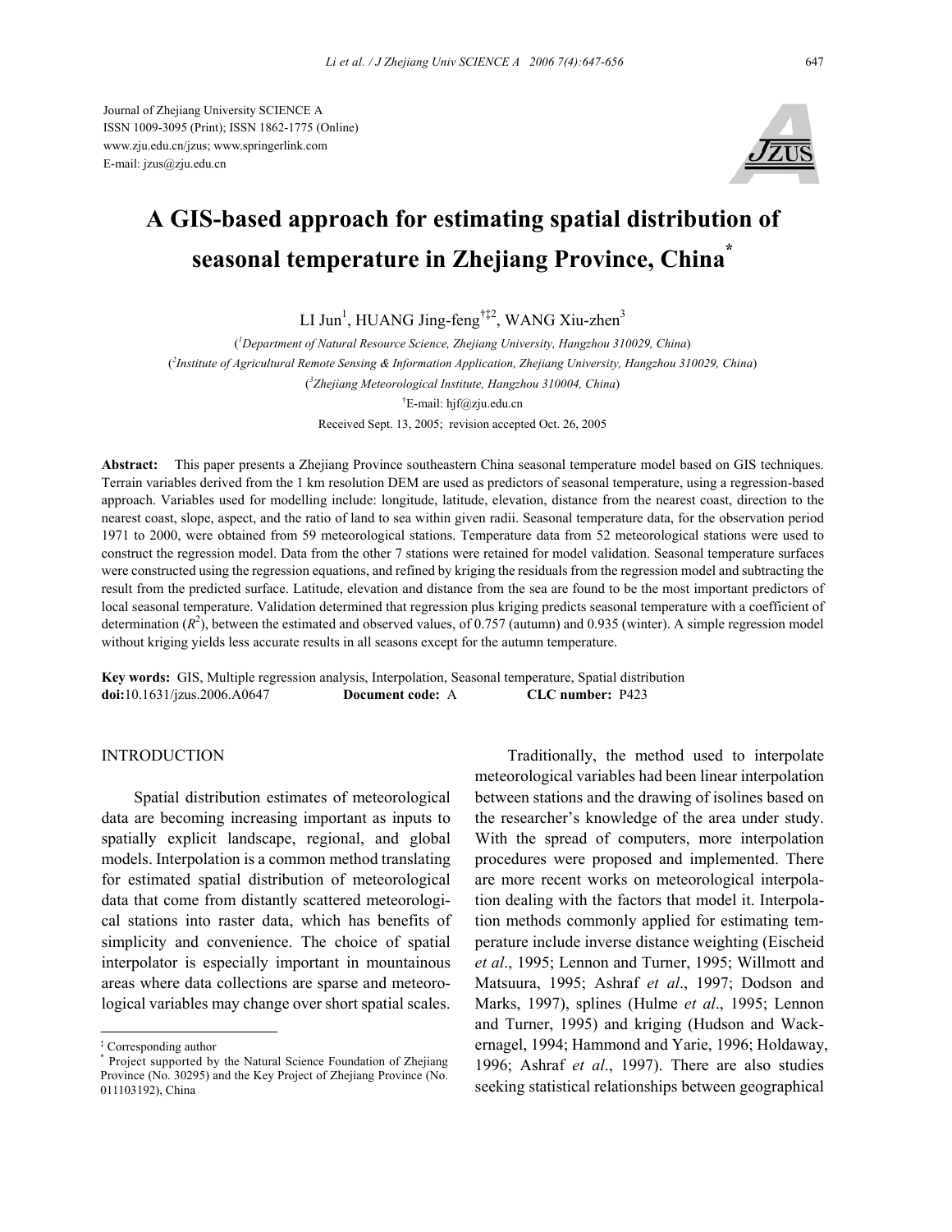Journal of Zhejiang University SCIENCE A
ISSN 1009-3095 (Print); ISSN 1862-1775 (Online)
www.zju.edu.cn/jzus; www.springerlink.com
E-mail: jzus@zju.edu.cn

# A GIS-based approach for estimating spatial distribution of seasonal temperature in Zhejiang Province, China*

LI Jun[1], HUANG Jing-feng[†‡2], WANG Xiu-zhen[3]

([1]Department of Natural Resource Science, Zhejiang University, Hangzhou 310029, China)

([2]Institute of Agricultural Remote Sensing & Information Application, Zhejiang University, Hangzhou 310029, China)

([3]Zhejiang Meteorological Institute, Hangzhou 310004, China)

[†]E-mail: hjf@zju.edu.cn

Received Sept. 13, 2005; revision accepted Oct. 26, 2005

**Abstract:** This paper presents a Zhejiang Province southeastern China seasonal temperature model based on GIS techniques. Terrain variables derived from the 1 km resolution DEM are used as predictors of seasonal temperature, using a regression-based approach. Variables used for modelling include: longitude, latitude, elevation, distance from the nearest coast, direction to the nearest coast, slope, aspect, and the ratio of land to sea within given radii. Seasonal temperature data, for the observation period 1971 to 2000, were obtained from 59 meteorological stations. Temperature data from 52 meteorological stations were used to construct the regression model. Data from the other 7 stations were retained for model validation. Seasonal temperature surfaces were constructed using the regression equations, and refined by kriging the residuals from the regression model and subtracting the result from the predicted surface. Latitude, elevation and distance from the sea are found to be the most important predictors of local seasonal temperature. Validation determined that regression plus kriging predicts seasonal temperature with a coefficient of determination ($R^2$), between the estimated and observed values, of 0.757 (autumn) and 0.935 (winter). A simple regression model without kriging yields less accurate results in all seasons except for the autumn temperature.

**Key words:** GIS, Multiple regression analysis, Interpolation, Seasonal temperature, Spatial distribution
**doi:**10.1631/jzus.2006.A0647 **Document code:** A **CLC number:** P423

## INTRODUCTION

Spatial distribution estimates of meteorological data are becoming increasing important as inputs to spatially explicit landscape, regional, and global models. Interpolation is a common method translating for estimated spatial distribution of meteorological data that come from distantly scattered meteorological stations into raster data, which has benefits of simplicity and convenience. The choice of spatial interpolator is especially important in mountainous areas where data collections are sparse and meteorological variables may change over short spatial scales.

Traditionally, the method used to interpolate meteorological variables had been linear interpolation between stations and the drawing of isolines based on the researcher's knowledge of the area under study. With the spread of computers, more interpolation procedures were proposed and implemented. There are more recent works on meteorological interpolation dealing with the factors that model it. Interpolation methods commonly applied for estimating temperature include inverse distance weighting (Eischeid *et al*., 1995; Lennon and Turner, 1995; Willmott and Matsuura, 1995; Ashraf *et al*., 1997; Dodson and Marks, 1997), splines (Hulme *et al*., 1995; Lennon and Turner, 1995) and kriging (Hudson and Wackernagel, 1994; Hammond and Yarie, 1996; Holdaway, 1996; Ashraf *et al*., 1997). There are also studies seeking statistical relationships between geographical

---

‡ Corresponding author

* Project supported by the Natural Science Foundation of Zhejiang Province (No. 30295) and the Key Project of Zhejiang Province (No. 011103192), China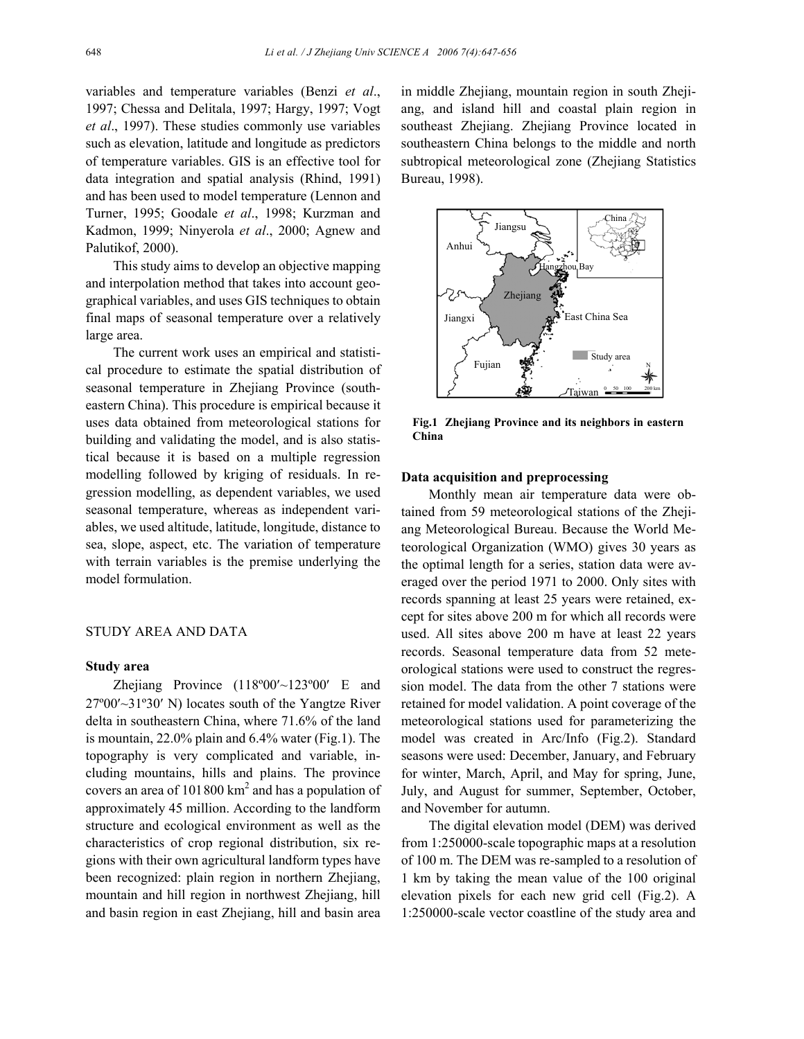variables and temperature variables (Benzi *et al*., 1997; Chessa and Delitala, 1997; Hargy, 1997; Vogt *et al*., 1997). These studies commonly use variables such as elevation, latitude and longitude as predictors of temperature variables. GIS is an effective tool for data integration and spatial analysis (Rhind, 1991) and has been used to model temperature (Lennon and Turner, 1995; Goodale *et al*., 1998; Kurzman and Kadmon, 1999; Ninyerola *et al*., 2000; Agnew and Palutikof, 2000).

This study aims to develop an objective mapping and interpolation method that takes into account geographical variables, and uses GIS techniques to obtain final maps of seasonal temperature over a relatively large area.

The current work uses an empirical and statistical procedure to estimate the spatial distribution of seasonal temperature in Zhejiang Province (southeastern China). This procedure is empirical because it uses data obtained from meteorological stations for building and validating the model, and is also statistical because it is based on a multiple regression modelling followed by kriging of residuals. In regression modelling, as dependent variables, we used seasonal temperature, whereas as independent variables, we used altitude, latitude, longitude, distance to sea, slope, aspect, etc. The variation of temperature with terrain variables is the premise underlying the model formulation.

## STUDY AREA AND DATA

### Study area

Zhejiang Province (118º00′~123º00′ E and 27º00′~31º30′ N) locates south of the Yangtze River delta in southeastern China, where 71.6% of the land is mountain, 22.0% plain and 6.4% water (Fig.1). The topography is very complicated and variable, including mountains, hills and plains. The province covers an area of 101800 km$^2$ and has a population of approximately 45 million. According to the landform structure and ecological environment as well as the characteristics of crop regional distribution, six regions with their own agricultural landform types have been recognized: plain region in northern Zhejiang, mountain and hill region in northwest Zhejiang, hill and basin region in east Zhejiang, hill and basin area in middle Zhejiang, mountain region in south Zhejiang, and island hill and coastal plain region in southeast Zhejiang. Zhejiang Province located in southeastern China belongs to the middle and north subtropical meteorological zone (Zhejiang Statistics Bureau, 1998).

**Fig.1 Zhejiang Province and its neighbors in eastern China**

### Data acquisition and preprocessing

Monthly mean air temperature data were obtained from 59 meteorological stations of the Zhejiang Meteorological Bureau. Because the World Meteorological Organization (WMO) gives 30 years as the optimal length for a series, station data were averaged over the period 1971 to 2000. Only sites with records spanning at least 25 years were retained, except for sites above 200 m for which all records were used. All sites above 200 m have at least 22 years records. Seasonal temperature data from 52 meteorological stations were used to construct the regression model. The data from the other 7 stations were retained for model validation. A point coverage of the meteorological stations used for parameterizing the model was created in Arc/Info (Fig.2). Standard seasons were used: December, January, and February for winter, March, April, and May for spring, June, July, and August for summer, September, October, and November for autumn.

The digital elevation model (DEM) was derived from 1:250000-scale topographic maps at a resolution of 100 m. The DEM was re-sampled to a resolution of 1 km by taking the mean value of the 100 original elevation pixels for each new grid cell (Fig.2). A 1:250000-scale vector coastline of the study area and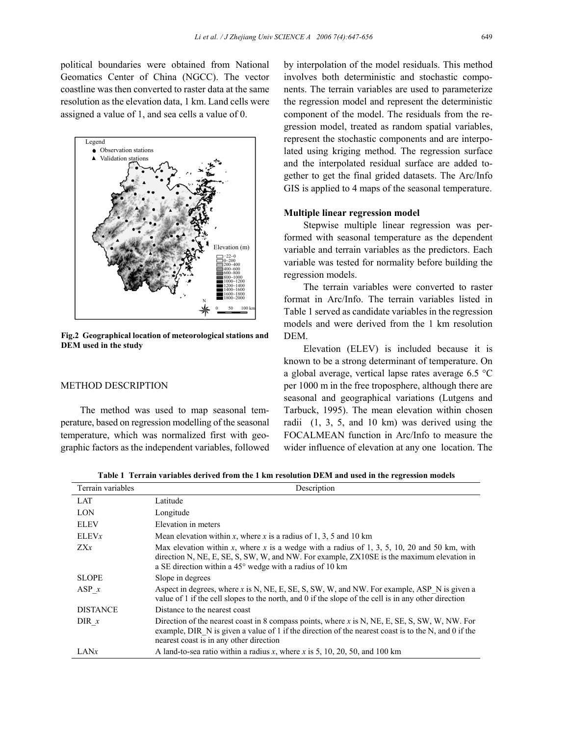political boundaries were obtained from National Geomatics Center of China (NGCC). The vector coastline was then converted to raster data at the same resolution as the elevation data, 1 km. Land cells were assigned a value of 1, and sea cells a value of 0.

**Fig.2 Geographical location of meteorological stations and DEM used in the study**

## METHOD DESCRIPTION

The method was used to map seasonal temperature, based on regression modelling of the seasonal temperature, which was normalized first with geographic factors as the independent variables, followed by interpolation of the model residuals. This method involves both deterministic and stochastic components. The terrain variables are used to parameterize the regression model and represent the deterministic component of the model. The residuals from the regression model, treated as random spatial variables, represent the stochastic components and are interpolated using kriging method. The regression surface and the interpolated residual surface are added together to get the final grided datasets. The Arc/Info GIS is applied to 4 maps of the seasonal temperature.

### Multiple linear regression model

Stepwise multiple linear regression was performed with seasonal temperature as the dependent variable and terrain variables as the predictors. Each variable was tested for normality before building the regression models.

The terrain variables were converted to raster format in Arc/Info. The terrain variables listed in Table 1 served as candidate variables in the regression models and were derived from the 1 km resolution DEM.

Elevation (ELEV) is included because it is known to be a strong determinant of temperature. On a global average, vertical lapse rates average 6.5 °C per 1000 m in the free troposphere, although there are seasonal and geographical variations (Lutgens and Tarbuck, 1995). The mean elevation within chosen radii (1, 3, 5, and 10 km) was derived using the FOCALMEAN function in Arc/Info to measure the wider influence of elevation at any one location. The

**Table 1 Terrain variables derived from the 1 km resolution DEM and used in the regression models**

| Terrain variables | Description |
|---|---|
| LAT | Latitude |
| LON | Longitude |
| ELEV | Elevation in meters |
| ELEV*x* | Mean elevation within *x*, where *x* is a radius of 1, 3, 5 and 10 km |
| ZX*x* | Max elevation within *x*, where *x* is a wedge with a radius of 1, 3, 5, 10, 20 and 50 km, with direction N, NE, E, SE, S, SW, W, and NW. For example, ZX10SE is the maximum elevation in a SE direction within a 45° wedge with a radius of 10 km |
| SLOPE | Slope in degrees |
| ASP_*x* | Aspect in degrees, where *x* is N, NE, E, SE, S, SW, W, and NW. For example, ASP_N is given a value of 1 if the cell slopes to the north, and 0 if the slope of the cell is in any other direction |
| DISTANCE | Distance to the nearest coast |
| DIR_*x* | Direction of the nearest coast in 8 compass points, where *x* is N, NE, E, SE, S, SW, W, NW. For example, DIR_N is given a value of 1 if the direction of the nearest coast is to the N, and 0 if the nearest coast is in any other direction |
| LAN*x* | A land-to-sea ratio within a radius *x*, where *x* is 5, 10, 20, 50, and 100 km |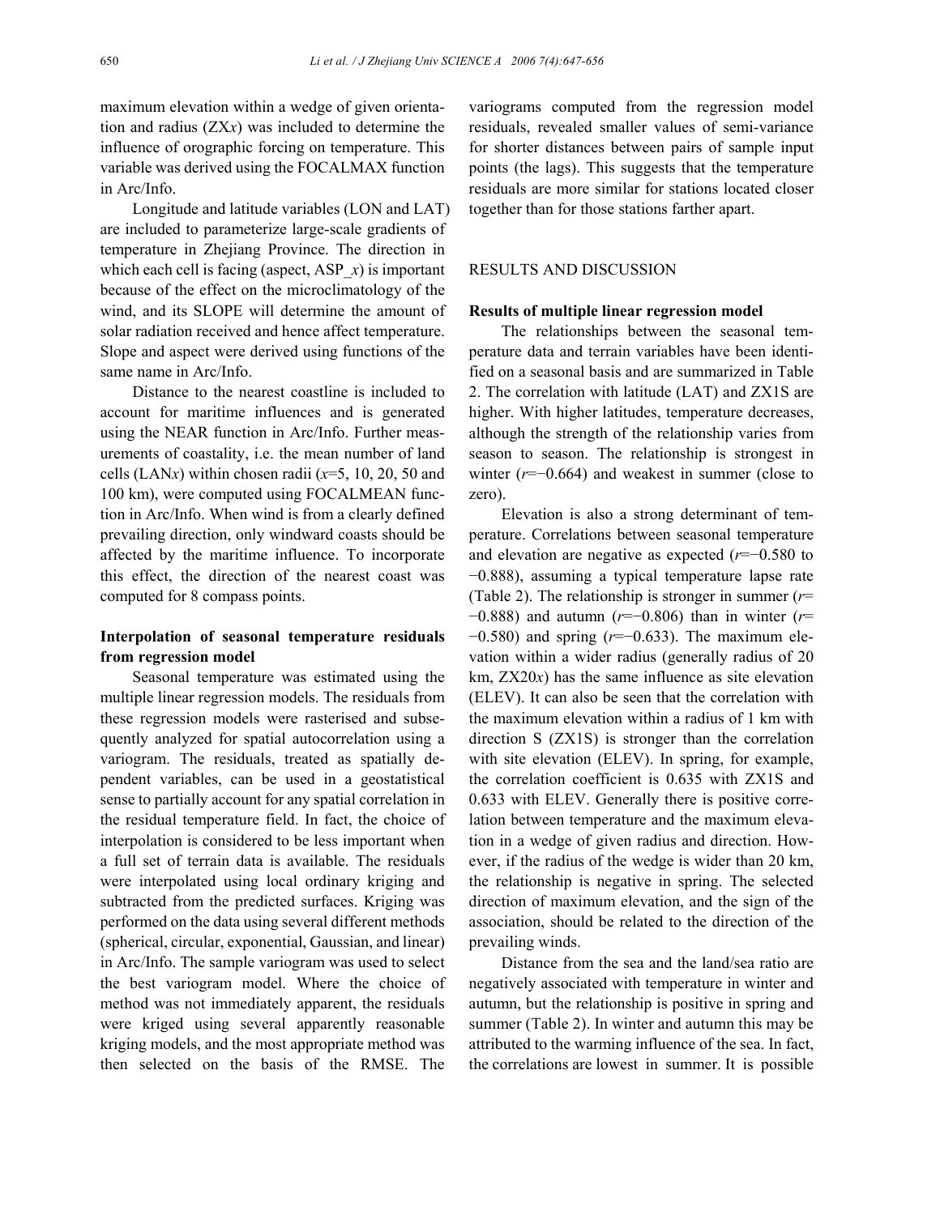maximum elevation within a wedge of given orientation and radius (ZX*x*) was included to determine the influence of orographic forcing on temperature. This variable was derived using the FOCALMAX function in Arc/Info.

Longitude and latitude variables (LON and LAT) are included to parameterize large-scale gradients of temperature in Zhejiang Province. The direction in which each cell is facing (aspect, ASP_*x*) is important because of the effect on the microclimatology of the wind, and its SLOPE will determine the amount of solar radiation received and hence affect temperature. Slope and aspect were derived using functions of the same name in Arc/Info.

Distance to the nearest coastline is included to account for maritime influences and is generated using the NEAR function in Arc/Info. Further measurements of coastality, i.e. the mean number of land cells (LAN*x*) within chosen radii (*x*=5, 10, 20, 50 and 100 km), were computed using FOCALMEAN function in Arc/Info. When wind is from a clearly defined prevailing direction, only windward coasts should be affected by the maritime influence. To incorporate this effect, the direction of the nearest coast was computed for 8 compass points.

### Interpolation of seasonal temperature residuals from regression model

Seasonal temperature was estimated using the multiple linear regression models. The residuals from these regression models were rasterised and subsequently analyzed for spatial autocorrelation using a variogram. The residuals, treated as spatially dependent variables, can be used in a geostatistical sense to partially account for any spatial correlation in the residual temperature field. In fact, the choice of interpolation is considered to be less important when a full set of terrain data is available. The residuals were interpolated using local ordinary kriging and subtracted from the predicted surfaces. Kriging was performed on the data using several different methods (spherical, circular, exponential, Gaussian, and linear) in Arc/Info. The sample variogram was used to select the best variogram model. Where the choice of method was not immediately apparent, the residuals were kriged using several apparently reasonable kriging models, and the most appropriate method was then selected on the basis of the RMSE. The variograms computed from the regression model residuals, revealed smaller values of semi-variance for shorter distances between pairs of sample input points (the lags). This suggests that the temperature residuals are more similar for stations located closer together than for those stations farther apart.

## RESULTS AND DISCUSSION

### Results of multiple linear regression model

The relationships between the seasonal temperature data and terrain variables have been identified on a seasonal basis and are summarized in Table 2. The correlation with latitude (LAT) and ZX1S are higher. With higher latitudes, temperature decreases, although the strength of the relationship varies from season to season. The relationship is strongest in winter ($r=-0.664$) and weakest in summer (close to zero).

Elevation is also a strong determinant of temperature. Correlations between seasonal temperature and elevation are negative as expected ($r=-0.580$ to $-0.888$), assuming a typical temperature lapse rate (Table 2). The relationship is stronger in summer ($r=-0.888$) and autumn ($r=-0.806$) than in winter ($r=-0.580$) and spring ($r=-0.633$). The maximum elevation within a wider radius (generally radius of 20 km, ZX20*x*) has the same influence as site elevation (ELEV). It can also be seen that the correlation with the maximum elevation within a radius of 1 km with direction S (ZX1S) is stronger than the correlation with site elevation (ELEV). In spring, for example, the correlation coefficient is 0.635 with ZX1S and 0.633 with ELEV. Generally there is positive correlation between temperature and the maximum elevation in a wedge of given radius and direction. However, if the radius of the wedge is wider than 20 km, the relationship is negative in spring. The selected direction of maximum elevation, and the sign of the association, should be related to the direction of the prevailing winds.

Distance from the sea and the land/sea ratio are negatively associated with temperature in winter and autumn, but the relationship is positive in spring and summer (Table 2). In winter and autumn this may be attributed to the warming influence of the sea. In fact, the correlations are lowest in summer. It is possible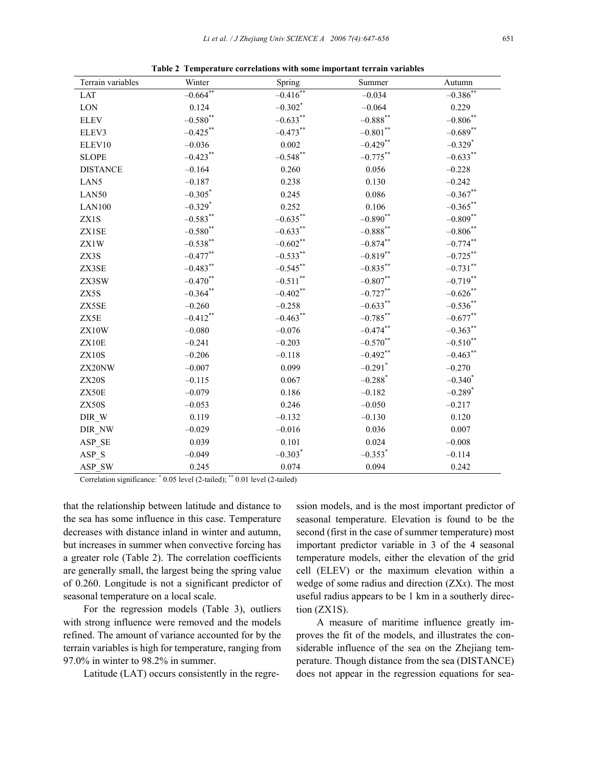**Table 2 Temperature correlations with some important terrain variables**

| Terrain variables | Winter | Spring | Summer | Autumn |
|---|---|---|---|---|
| LAT | −0.664** | −0.416** | −0.034 | −0.386** |
| LON | 0.124 | −0.302* | −0.064 | 0.229 |
| ELEV | −0.580** | −0.633** | −0.888** | −0.806** |
| ELEV3 | −0.425** | −0.473** | −0.801** | −0.689** |
| ELEV10 | −0.036 | 0.002 | −0.429** | −0.329* |
| SLOPE | −0.423** | −0.548** | −0.775** | −0.633** |
| DISTANCE | −0.164 | 0.260 | 0.056 | −0.228 |
| LAN5 | −0.187 | 0.238 | 0.130 | −0.242 |
| LAN50 | −0.305* | 0.245 | 0.086 | −0.367** |
| LAN100 | −0.329* | 0.252 | 0.106 | −0.365** |
| ZX1S | −0.583** | −0.635** | −0.890** | −0.809** |
| ZX1SE | −0.580** | −0.633** | −0.888** | −0.806** |
| ZX1W | −0.538** | −0.602** | −0.874** | −0.774** |
| ZX3S | −0.477** | −0.533** | −0.819** | −0.725** |
| ZX3SE | −0.483** | −0.545** | −0.835** | −0.731** |
| ZX3SW | −0.470** | −0.511** | −0.807** | −0.719** |
| ZX5S | −0.364** | −0.402** | −0.727** | −0.626** |
| ZX5SE | −0.260 | −0.258 | −0.633** | −0.536** |
| ZX5E | −0.412** | −0.463** | −0.785** | −0.677** |
| ZX10W | −0.080 | −0.076 | −0.474** | −0.363** |
| ZX10E | −0.241 | −0.203 | −0.570** | −0.510** |
| ZX10S | −0.206 | −0.118 | −0.492** | −0.463** |
| ZX20NW | −0.007 | 0.099 | −0.291* | −0.270 |
| ZX20S | −0.115 | 0.067 | −0.288* | −0.340* |
| ZX50E | −0.079 | 0.186 | −0.182 | −0.289* |
| ZX50S | −0.053 | 0.246 | −0.050 | −0.217 |
| DIR_W | 0.119 | −0.132 | −0.130 | 0.120 |
| DIR_NW | −0.029 | −0.016 | 0.036 | 0.007 |
| ASP_SE | 0.039 | 0.101 | 0.024 | −0.008 |
| ASP_S | −0.049 | −0.303* | −0.353* | −0.114 |
| ASP_SW | 0.245 | 0.074 | 0.094 | 0.242 |

Correlation significance: * 0.05 level (2-tailed); ** 0.01 level (2-tailed)

that the relationship between latitude and distance to the sea has some influence in this case. Temperature decreases with distance inland in winter and autumn, but increases in summer when convective forcing has a greater role (Table 2). The correlation coefficients are generally small, the largest being the spring value of 0.260. Longitude is not a significant predictor of seasonal temperature on a local scale.

For the regression models (Table 3), outliers with strong influence were removed and the models refined. The amount of variance accounted for by the terrain variables is high for temperature, ranging from 97.0% in winter to 98.2% in summer.

Latitude (LAT) occurs consistently in the regression models, and is the most important predictor of seasonal temperature. Elevation is found to be the second (first in the case of summer temperature) most important predictor variable in 3 of the 4 seasonal temperature models, either the elevation of the grid cell (ELEV) or the maximum elevation within a wedge of some radius and direction (ZX*x*). The most useful radius appears to be 1 km in a southerly direction (ZX1S).

A measure of maritime influence greatly improves the fit of the models, and illustrates the considerable influence of the sea on the Zhejiang temperature. Though distance from the sea (DISTANCE) does not appear in the regression equations for sea-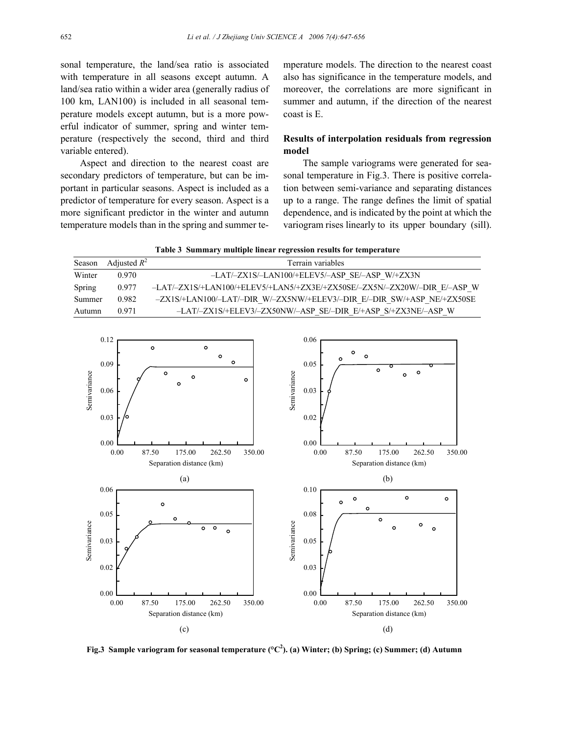sonal temperature, the land/sea ratio is associated with temperature in all seasons except autumn. A land/sea ratio within a wider area (generally radius of 100 km, LAN100) is included in all seasonal temperature models except autumn, but is a more powerful indicator of summer, spring and winter temperature (respectively the second, third and third variable entered).

Aspect and direction to the nearest coast are secondary predictors of temperature, but can be important in particular seasons. Aspect is included as a predictor of temperature for every season. Aspect is a more significant predictor in the winter and autumn temperature models than in the spring and summer temperature models. The direction to the nearest coast also has significance in the temperature models, and moreover, the correlations are more significant in summer and autumn, if the direction of the nearest coast is E.

### Results of interpolation residuals from regression model

The sample variograms were generated for seasonal temperature in Fig.3. There is positive correlation between semi-variance and separating distances up to a range. The range defines the limit of spatial dependence, and is indicated by the point at which the variogram rises linearly to its upper boundary (sill).

**Table 3 Summary multiple linear regression results for temperature**

| Season | Adjusted $R^2$ | Terrain variables |
|---|---|---|
| Winter | 0.970 | –LAT/–ZX1S/–LAN100/+ELEV5/–ASP_SE/–ASP_W/+ZX3N |
| Spring | 0.977 | –LAT/–ZX1S/+LAN100/+ELEV5/+LAN5/+ZX3E/+ZX50SE/–ZX5N/–ZX20W/–DIR_E/–ASP_W |
| Summer | 0.982 | –ZX1S/+LAN100/–LAT/–DIR_W/–ZX5NW/+ELEV3/–DIR_E/–DIR_SW/+ASP_NE/+ZX50SE |
| Autumn | 0.971 | –LAT/–ZX1S/+ELEV3/–ZX50NW/–ASP_SE/–DIR_E/+ASP_S/+ZX3NE/–ASP_W |

**Fig.3 Sample variogram for seasonal temperature (°C$^2$). (a) Winter; (b) Spring; (c) Summer; (d) Autumn**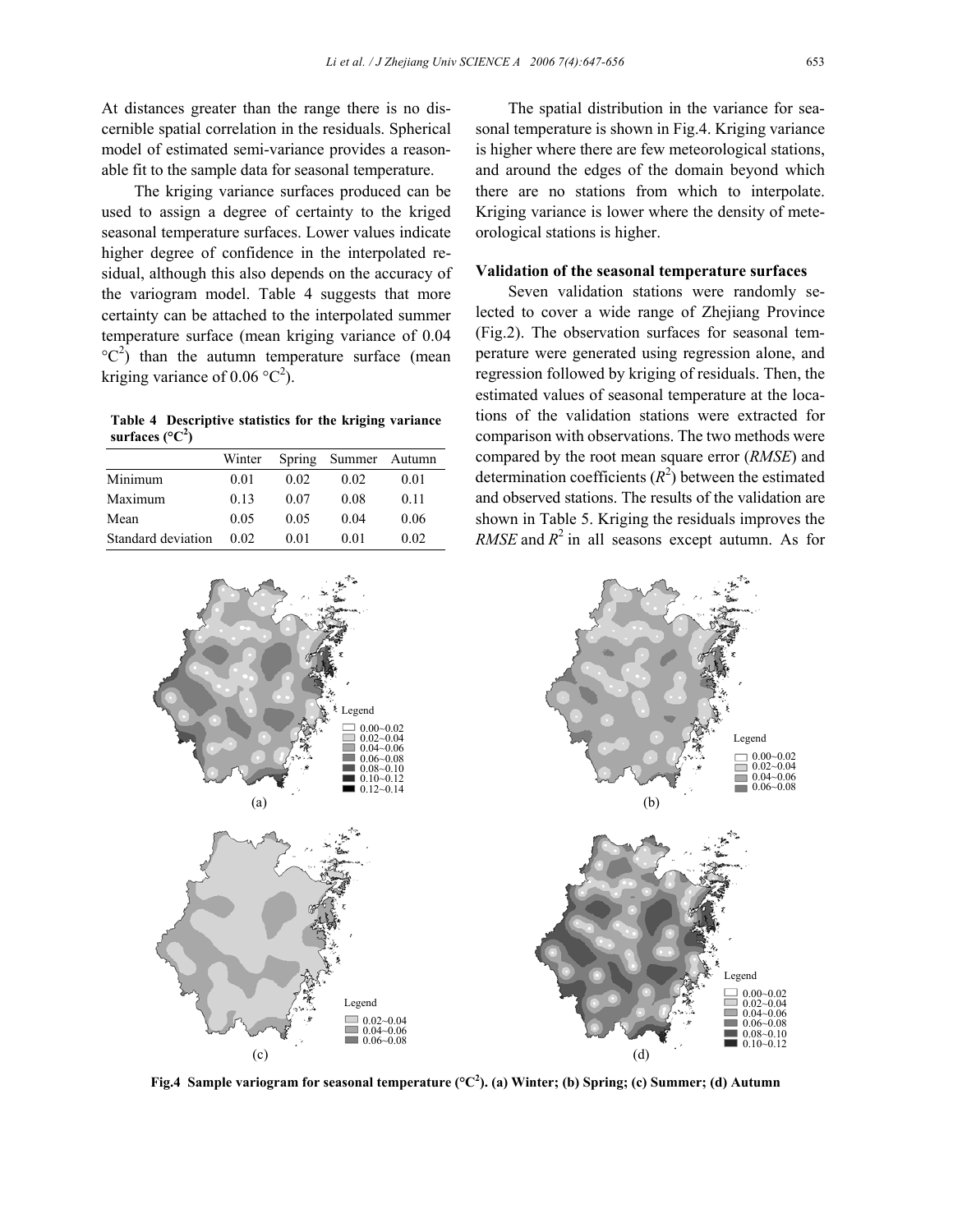At distances greater than the range there is no discernible spatial correlation in the residuals. Spherical model of estimated semi-variance provides a reasonable fit to the sample data for seasonal temperature.

The kriging variance surfaces produced can be used to assign a degree of certainty to the kriged seasonal temperature surfaces. Lower values indicate higher degree of confidence in the interpolated residual, although this also depends on the accuracy of the variogram model. Table 4 suggests that more certainty can be attached to the interpolated summer temperature surface (mean kriging variance of 0.04 °C$^2$) than the autumn temperature surface (mean kriging variance of 0.06 °C$^2$).

**Table 4 Descriptive statistics for the kriging variance surfaces (°C$^2$)**

| | Winter | Spring | Summer | Autumn |
|---|---|---|---|---|
| Minimum | 0.01 | 0.02 | 0.02 | 0.01 |
| Maximum | 0.13 | 0.07 | 0.08 | 0.11 |
| Mean | 0.05 | 0.05 | 0.04 | 0.06 |
| Standard deviation | 0.02 | 0.01 | 0.01 | 0.02 |

The spatial distribution in the variance for seasonal temperature is shown in Fig.4. Kriging variance is higher where there are few meteorological stations, and around the edges of the domain beyond which there are no stations from which to interpolate. Kriging variance is lower where the density of meteorological stations is higher.

### Validation of the seasonal temperature surfaces

Seven validation stations were randomly selected to cover a wide range of Zhejiang Province (Fig.2). The observation surfaces for seasonal temperature were generated using regression alone, and regression followed by kriging of residuals. Then, the estimated values of seasonal temperature at the locations of the validation stations were extracted for comparison with observations. The two methods were compared by the root mean square error (*RMSE*) and determination coefficients ($R^2$) between the estimated and observed stations. The results of the validation are shown in Table 5. Kriging the residuals improves the *RMSE* and $R^2$ in all seasons except autumn. As for

**Fig.4 Sample variogram for seasonal temperature (°C$^2$). (a) Winter; (b) Spring; (c) Summer; (d) Autumn**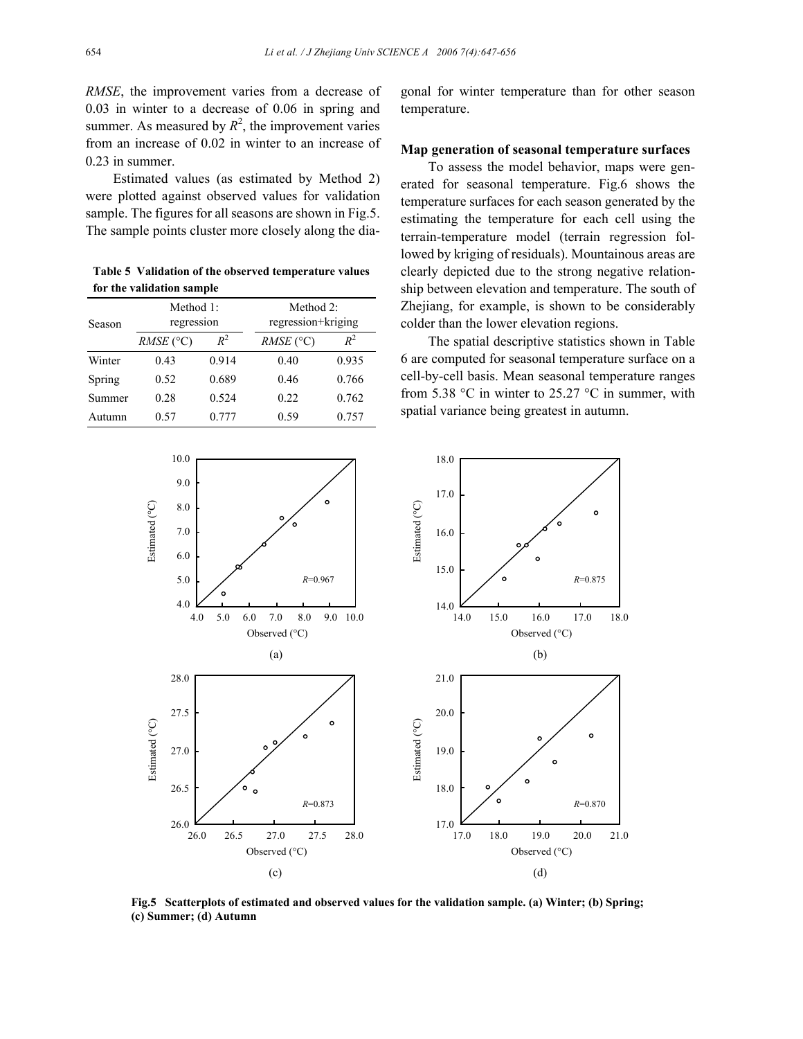*RMSE*, the improvement varies from a decrease of 0.03 in winter to a decrease of 0.06 in spring and summer. As measured by $R^2$, the improvement varies from an increase of 0.02 in winter to an increase of 0.23 in summer.

Estimated values (as estimated by Method 2) were plotted against observed values for validation sample. The figures for all seasons are shown in Fig.5. The sample points cluster more closely along the diagonal for winter temperature than for other season temperature.

**Table 5 Validation of the observed temperature values for the validation sample**

| Season | Method 1: regression | | Method 2: regression+kriging | |
|---|---|---|---|---|
| | *RMSE* (°C) | $R^2$ | *RMSE* (°C) | $R^2$ |
| Winter | 0.43 | 0.914 | 0.40 | 0.935 |
| Spring | 0.52 | 0.689 | 0.46 | 0.766 |
| Summer | 0.28 | 0.524 | 0.22 | 0.762 |
| Autumn | 0.57 | 0.777 | 0.59 | 0.757 |

### Map generation of seasonal temperature surfaces

To assess the model behavior, maps were generated for seasonal temperature. Fig.6 shows the temperature surfaces for each season generated by the estimating the temperature for each cell using the terrain-temperature model (terrain regression followed by kriging of residuals). Mountainous areas are clearly depicted due to the strong negative relationship between elevation and temperature. The south of Zhejiang, for example, is shown to be considerably colder than the lower elevation regions.

The spatial descriptive statistics shown in Table 6 are computed for seasonal temperature surface on a cell-by-cell basis. Mean seasonal temperature ranges from 5.38 °C in winter to 25.27 °C in summer, with spatial variance being greatest in autumn.

**Fig.5 Scatterplots of estimated and observed values for the validation sample. (a) Winter; (b) Spring; (c) Summer; (d) Autumn**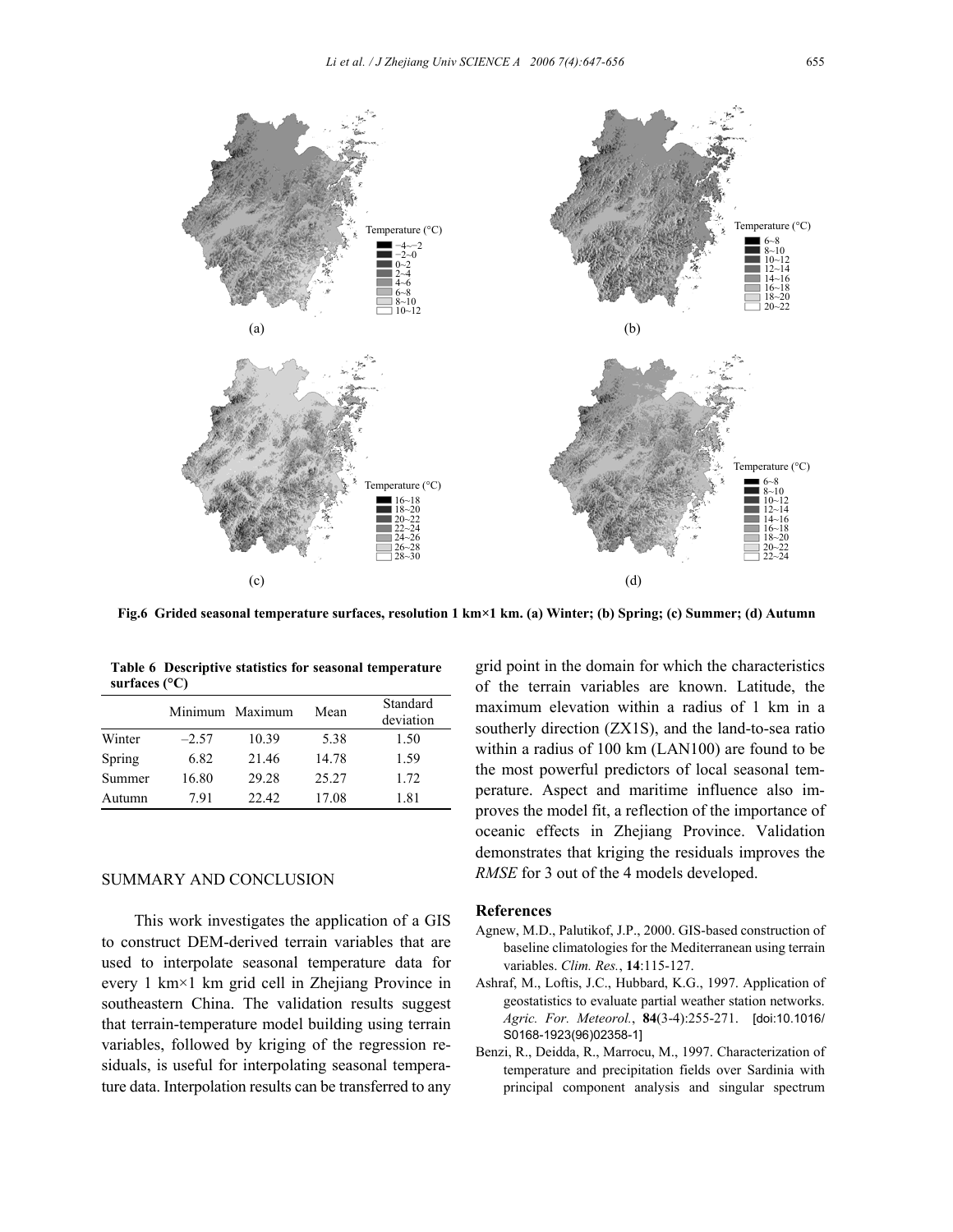Temperature (°C)
−4~−2
−2~0
0~2
2~4
4~6
6~8
8~10
10~12

(a)

Temperature (°C)
6~8
8~10
10~12
12~14
14~16
16~18
18~20
20~22

(b)

Temperature (°C)
16~18
18~20
20~22
22~24
24~26
26~28
28~30

(c)

Temperature (°C)
6~8
8~10
10~12
12~14
14~16
16~18
18~20
20~22
22~24

(d)

**Fig.6 Grided seasonal temperature surfaces, resolution 1 km×1 km. (a) Winter; (b) Spring; (c) Summer; (d) Autumn**

**Table 6 Descriptive statistics for seasonal temperature surfaces (°C)**

| | Minimum | Maximum | Mean | Standard deviation |
|---|---|---|---|---|
| Winter | –2.57 | 10.39 | 5.38 | 1.50 |
| Spring | 6.82 | 21.46 | 14.78 | 1.59 |
| Summer | 16.80 | 29.28 | 25.27 | 1.72 |
| Autumn | 7.91 | 22.42 | 17.08 | 1.81 |

## SUMMARY AND CONCLUSION

This work investigates the application of a GIS to construct DEM-derived terrain variables that are used to interpolate seasonal temperature data for every 1 km×1 km grid cell in Zhejiang Province in southeastern China. The validation results suggest that terrain-temperature model building using terrain variables, followed by kriging of the regression residuals, is useful for interpolating seasonal temperature data. Interpolation results can be transferred to any grid point in the domain for which the characteristics of the terrain variables are known. Latitude, the maximum elevation within a radius of 1 km in a southerly direction (ZX1S), and the land-to-sea ratio within a radius of 100 km (LAN100) are found to be the most powerful predictors of local seasonal temperature. Aspect and maritime influence also improves the model fit, a reflection of the importance of oceanic effects in Zhejiang Province. Validation demonstrates that kriging the residuals improves the *RMSE* for 3 out of the 4 models developed.

### References

Agnew, M.D., Palutikof, J.P., 2000. GIS-based construction of baseline climatologies for the Mediterranean using terrain variables. *Clim. Res.*, **14**:115-127.

Ashraf, M., Loftis, J.C., Hubbard, K.G., 1997. Application of geostatistics to evaluate partial weather station networks. *Agric. For. Meteorol.*, **84**(3-4):255-271. [doi:10.1016/S0168-1923(96)02358-1]

Benzi, R., Deidda, R., Marrocu, M., 1997. Characterization of temperature and precipitation fields over Sardinia with principal component analysis and singular spectrum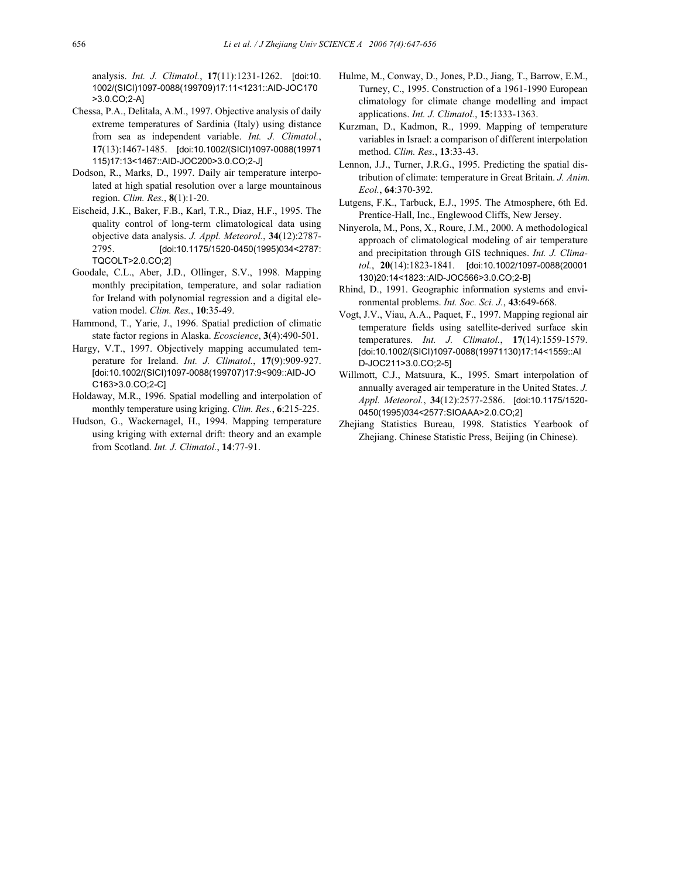analysis. *Int. J. Climatol.*, **17**(11):1231-1262. [doi:10.1002/(SICI)1097-0088(199709)17:11<1231::AID-JOC170>3.0.CO;2-A]

Chessa, P.A., Delitala, A.M., 1997. Objective analysis of daily extreme temperatures of Sardinia (Italy) using distance from sea as independent variable. *Int. J. Climatol.*, **17**(13):1467-1485. [doi:10.1002/(SICI)1097-0088(19971115)17:13<1467::AID-JOC200>3.0.CO;2-J]

Dodson, R., Marks, D., 1997. Daily air temperature interpolated at high spatial resolution over a large mountainous region. *Clim. Res.*, **8**(1):1-20.

Eischeid, J.K., Baker, F.B., Karl, T.R., Diaz, H.F., 1995. The quality control of long-term climatological data using objective data analysis. *J. Appl. Meteorol.*, **34**(12):2787-2795. [doi:10.1175/1520-0450(1995)034<2787:TQCOLT>2.0.CO;2]

Goodale, C.L., Aber, J.D., Ollinger, S.V., 1998. Mapping monthly precipitation, temperature, and solar radiation for Ireland with polynomial regression and a digital elevation model. *Clim. Res.*, **10**:35-49.

Hammond, T., Yarie, J., 1996. Spatial prediction of climatic state factor regions in Alaska. *Ecoscience*, **3**(4):490-501.

Hargy, V.T., 1997. Objectively mapping accumulated temperature for Ireland. *Int. J. Climatol.*, **17**(9):909-927. [doi:10.1002/(SICI)1097-0088(199707)17:9<909::AID-JOC163>3.0.CO;2-C]

Holdaway, M.R., 1996. Spatial modelling and interpolation of monthly temperature using kriging. *Clim. Res.*, **6**:215-225.

Hudson, G., Wackernagel, H., 1994. Mapping temperature using kriging with external drift: theory and an example from Scotland. *Int. J. Climatol.*, **14**:77-91.

Hulme, M., Conway, D., Jones, P.D., Jiang, T., Barrow, E.M., Turney, C., 1995. Construction of a 1961-1990 European climatology for climate change modelling and impact applications. *Int. J. Climatol.*, **15**:1333-1363.

Kurzman, D., Kadmon, R., 1999. Mapping of temperature variables in Israel: a comparison of different interpolation method. *Clim. Res.*, **13**:33-43.

Lennon, J.J., Turner, J.R.G., 1995. Predicting the spatial distribution of climate: temperature in Great Britain. *J. Anim. Ecol.*, **64**:370-392.

Lutgens, F.K., Tarbuck, E.J., 1995. The Atmosphere, 6th Ed. Prentice-Hall, Inc., Englewood Cliffs, New Jersey.

Ninyerola, M., Pons, X., Roure, J.M., 2000. A methodological approach of climatological modeling of air temperature and precipitation through GIS techniques. *Int. J. Climatol.*, **20**(14):1823-1841. [doi:10.1002/1097-0088(20001130)20:14<1823::AID-JOC566>3.0.CO;2-B]

Rhind, D., 1991. Geographic information systems and environmental problems. *Int. Soc. Sci. J.*, **43**:649-668.

Vogt, J.V., Viau, A.A., Paquet, F., 1997. Mapping regional air temperature fields using satellite-derived surface skin temperatures. *Int. J. Climatol.*, **17**(14):1559-1579. [doi:10.1002/(SICI)1097-0088(19971130)17:14<1559::AID-JOC211>3.0.CO;2-5]

Willmott, C.J., Matsuura, K., 1995. Smart interpolation of annually averaged air temperature in the United States. *J. Appl. Meteorol.*, **34**(12):2577-2586. [doi:10.1175/1520-0450(1995)034<2577:SIOAAA>2.0.CO;2]

Zhejiang Statistics Bureau, 1998. Statistics Yearbook of Zhejiang. Chinese Statistic Press, Beijing (in Chinese).